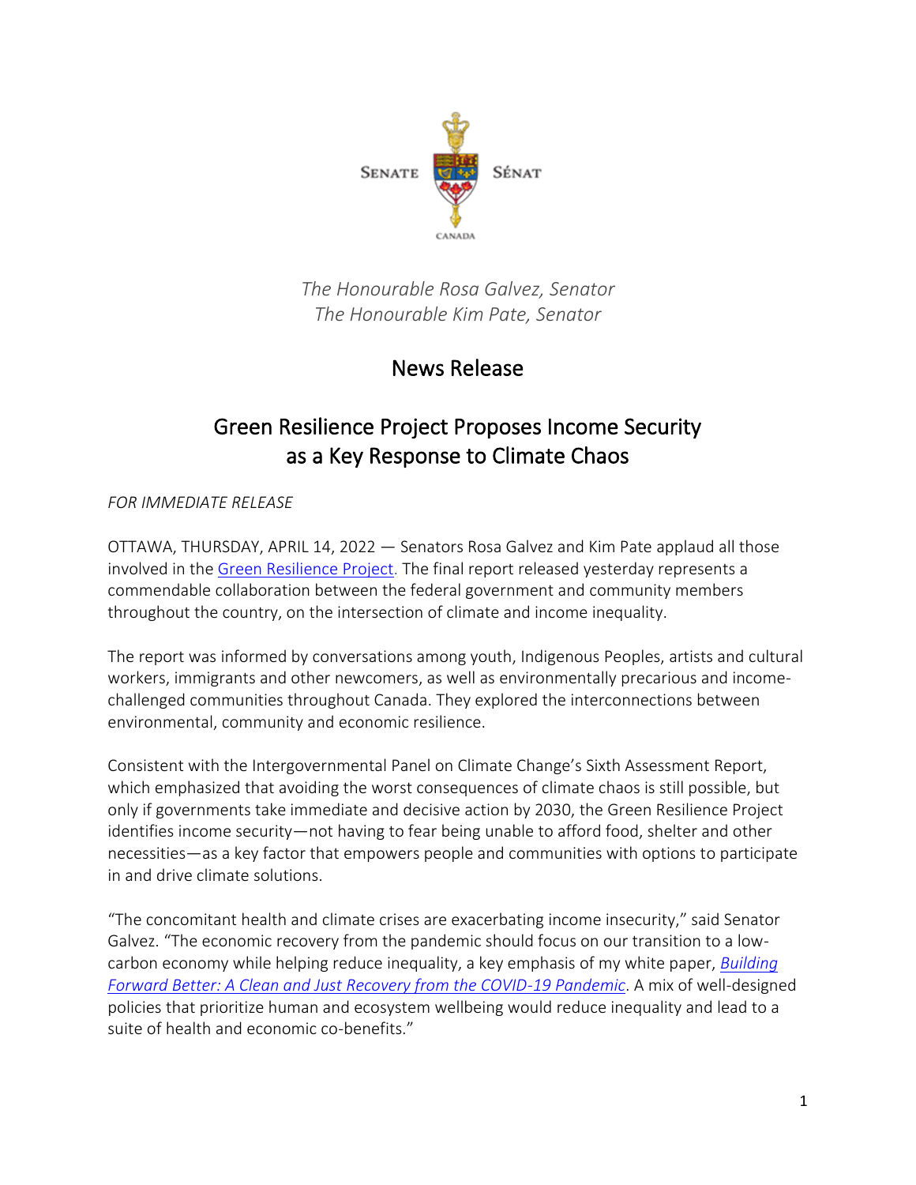SENATE SÉNAT

CANADA

*The Honourable Rosa Galvez, Senator*
*The Honourable Kim Pate, Senator*

# News Release

## Green Resilience Project Proposes Income Security as a Key Response to Climate Chaos

*FOR IMMEDIATE RELEASE*

OTTAWA, THURSDAY, APRIL 14, 2022 — Senators Rosa Galvez and Kim Pate applaud all those involved in the Green Resilience Project. The final report released yesterday represents a commendable collaboration between the federal government and community members throughout the country, on the intersection of climate and income inequality.

The report was informed by conversations among youth, Indigenous Peoples, artists and cultural workers, immigrants and other newcomers, as well as environmentally precarious and income-challenged communities throughout Canada. They explored the interconnections between environmental, community and economic resilience.

Consistent with the Intergovernmental Panel on Climate Change's Sixth Assessment Report, which emphasized that avoiding the worst consequences of climate chaos is still possible, but only if governments take immediate and decisive action by 2030, the Green Resilience Project identifies income security—not having to fear being unable to afford food, shelter and other necessities—as a key factor that empowers people and communities with options to participate in and drive climate solutions.

"The concomitant health and climate crises are exacerbating income insecurity," said Senator Galvez. "The economic recovery from the pandemic should focus on our transition to a low-carbon economy while helping reduce inequality, a key emphasis of my white paper, *Building Forward Better: A Clean and Just Recovery from the COVID-19 Pandemic*. A mix of well-designed policies that prioritize human and ecosystem wellbeing would reduce inequality and lead to a suite of health and economic co-benefits."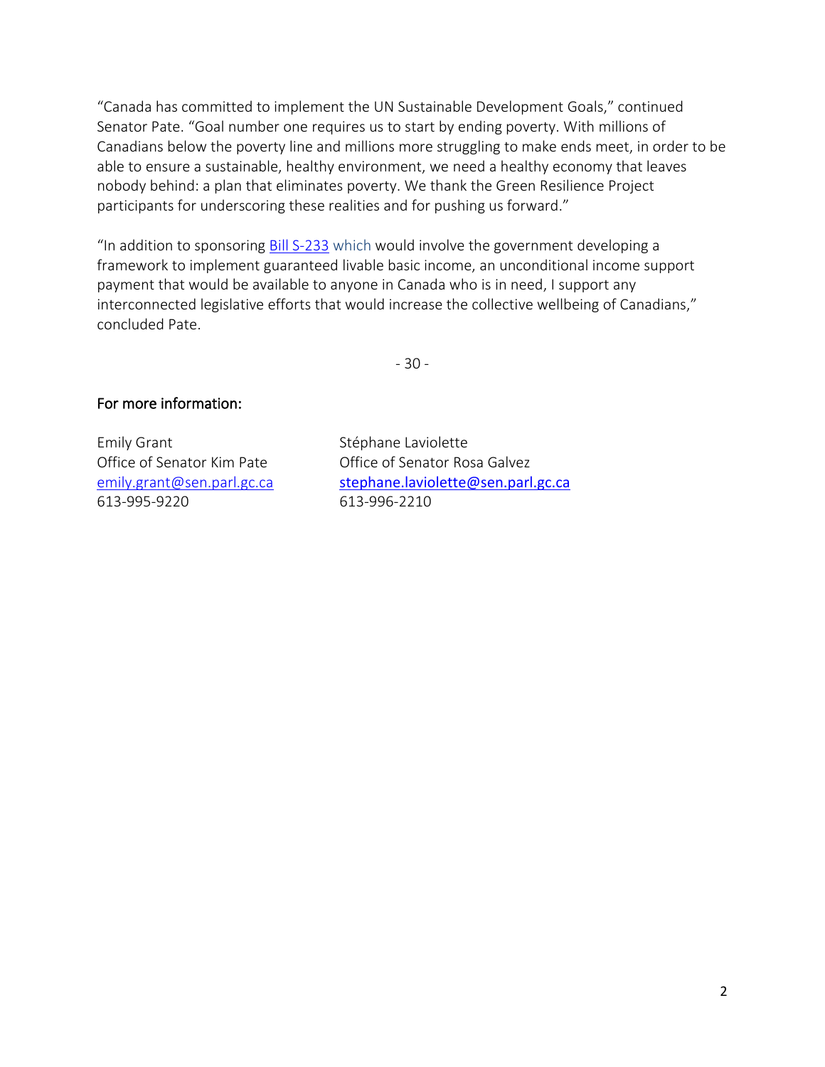"Canada has committed to implement the UN Sustainable Development Goals," continued Senator Pate. "Goal number one requires us to start by ending poverty. With millions of Canadians below the poverty line and millions more struggling to make ends meet, in order to be able to ensure a sustainable, healthy environment, we need a healthy economy that leaves nobody behind: a plan that eliminates poverty. We thank the Green Resilience Project participants for underscoring these realities and for pushing us forward."

"In addition to sponsoring Bill S-233 which would involve the government developing a framework to implement guaranteed livable basic income, an unconditional income support payment that would be available to anyone in Canada who is in need, I support any interconnected legislative efforts that would increase the collective wellbeing of Canadians," concluded Pate.

- 30 -

## For more information:

Emily Grant
Office of Senator Kim Pate
emily.grant@sen.parl.gc.ca
613-995-9220

Stéphane Laviolette
Office of Senator Rosa Galvez
stephane.laviolette@sen.parl.gc.ca
613-996-2210